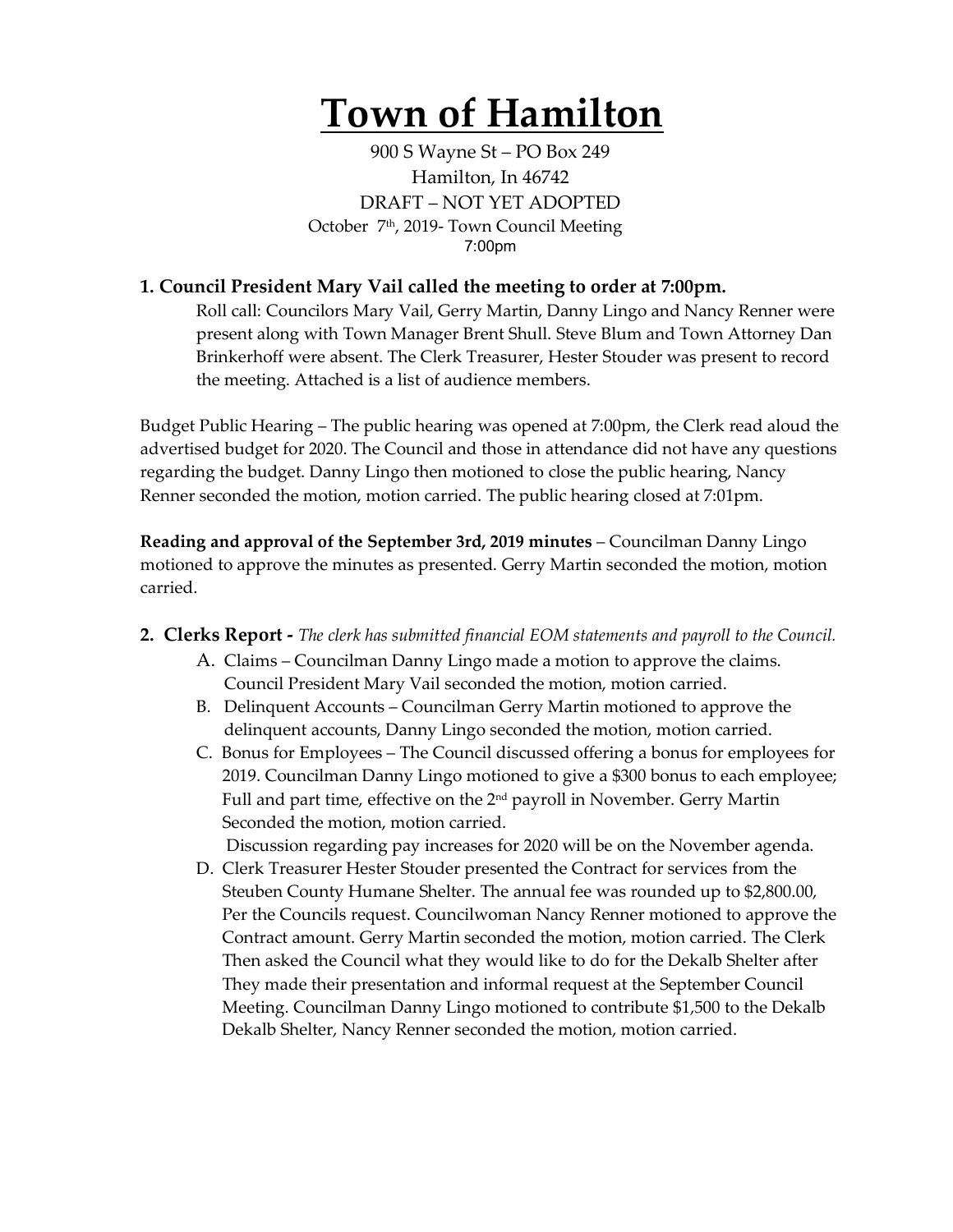# Town of Hamilton

900 S Wayne St – PO Box 249

Hamilton, In 46742

DRAFT – NOT YET ADOPTED

October 7th, 2019- Town Council Meeting

7:00pm

## 1. Council President Mary Vail called the meeting to order at 7:00pm.

Roll call: Councilors Mary Vail, Gerry Martin, Danny Lingo and Nancy Renner were present along with Town Manager Brent Shull. Steve Blum and Town Attorney Dan Brinkerhoff were absent. The Clerk Treasurer, Hester Stouder was present to record the meeting. Attached is a list of audience members.

Budget Public Hearing – The public hearing was opened at 7:00pm, the Clerk read aloud the advertised budget for 2020. The Council and those in attendance did not have any questions regarding the budget. Danny Lingo then motioned to close the public hearing, Nancy Renner seconded the motion, motion carried. The public hearing closed at 7:01pm.

**Reading and approval of the September 3rd, 2019 minutes** – Councilman Danny Lingo motioned to approve the minutes as presented. Gerry Martin seconded the motion, motion carried.

## 2. Clerks Report - *The clerk has submitted financial EOM statements and payroll to the Council.*

A. Claims – Councilman Danny Lingo made a motion to approve the claims. Council President Mary Vail seconded the motion, motion carried.

B. Delinquent Accounts – Councilman Gerry Martin motioned to approve the delinquent accounts, Danny Lingo seconded the motion, motion carried.

C. Bonus for Employees – The Council discussed offering a bonus for employees for 2019. Councilman Danny Lingo motioned to give a $300 bonus to each employee; Full and part time, effective on the 2nd payroll in November. Gerry Martin Seconded the motion, motion carried.
Discussion regarding pay increases for 2020 will be on the November agenda.

D. Clerk Treasurer Hester Stouder presented the Contract for services from the Steuben County Humane Shelter. The annual fee was rounded up to $2,800.00, Per the Councils request. Councilwoman Nancy Renner motioned to approve the Contract amount. Gerry Martin seconded the motion, motion carried. The Clerk Then asked the Council what they would like to do for the Dekalb Shelter after They made their presentation and informal request at the September Council Meeting. Councilman Danny Lingo motioned to contribute $1,500 to the Dekalb Dekalb Shelter, Nancy Renner seconded the motion, motion carried.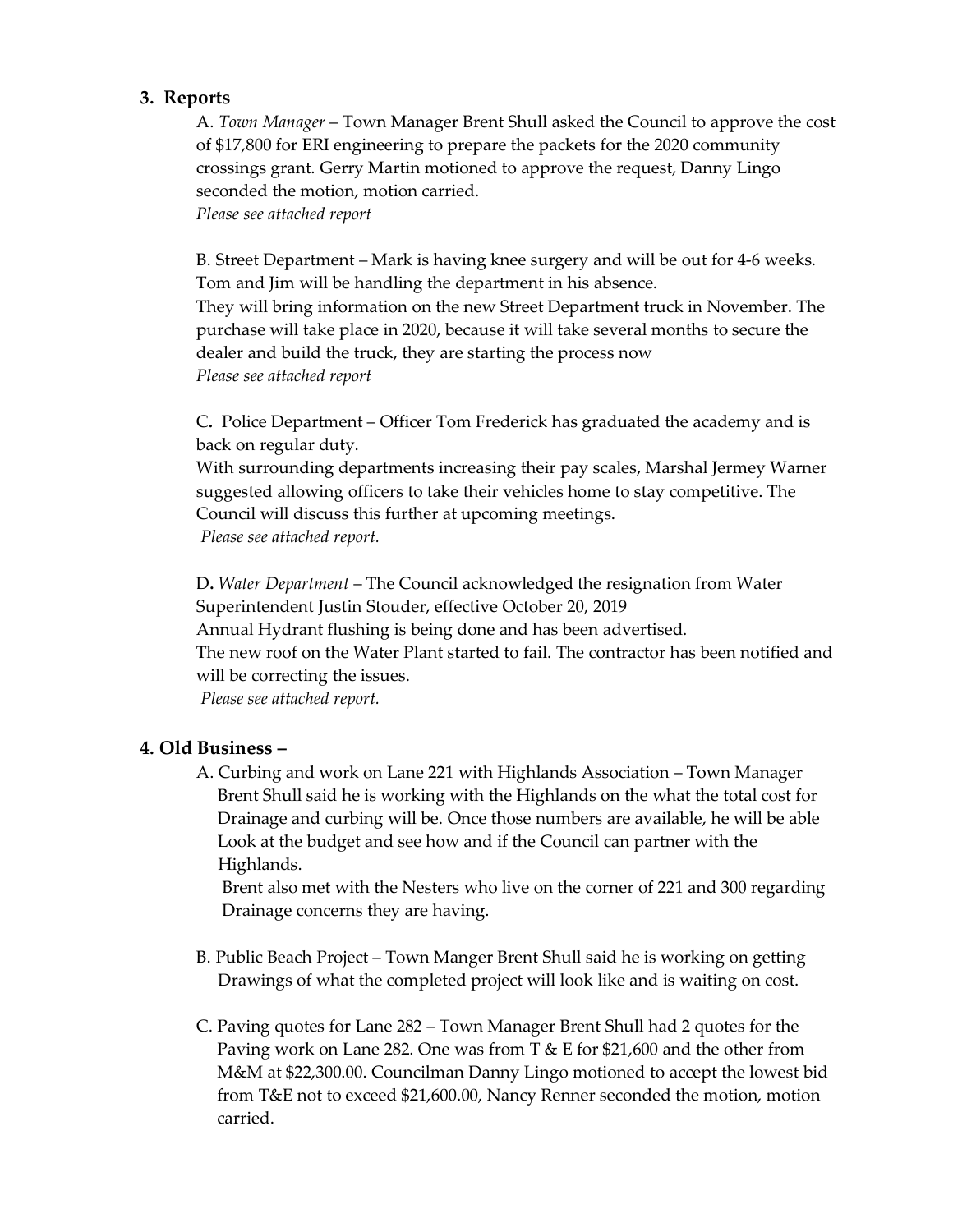## 3. Reports

A. *Town Manager* – Town Manager Brent Shull asked the Council to approve the cost of $17,800 for ERI engineering to prepare the packets for the 2020 community crossings grant. Gerry Martin motioned to approve the request, Danny Lingo seconded the motion, motion carried.
*Please see attached report*

B. Street Department – Mark is having knee surgery and will be out for 4-6 weeks. Tom and Jim will be handling the department in his absence.
They will bring information on the new Street Department truck in November. The purchase will take place in 2020, because it will take several months to secure the dealer and build the truck, they are starting the process now
*Please see attached report*

C**.** Police Department – Officer Tom Frederick has graduated the academy and is back on regular duty.
With surrounding departments increasing their pay scales, Marshal Jermey Warner suggested allowing officers to take their vehicles home to stay competitive. The Council will discuss this further at upcoming meetings.
*Please see attached report.*

D**.** *Water Department* – The Council acknowledged the resignation from Water Superintendent Justin Stouder, effective October 20, 2019
Annual Hydrant flushing is being done and has been advertised.
The new roof on the Water Plant started to fail. The contractor has been notified and will be correcting the issues.
*Please see attached report.*

## 4. Old Business –

A. Curbing and work on Lane 221 with Highlands Association – Town Manager Brent Shull said he is working with the Highlands on the what the total cost for Drainage and curbing will be. Once those numbers are available, he will be able Look at the budget and see how and if the Council can partner with the Highlands.
Brent also met with the Nesters who live on the corner of 221 and 300 regarding Drainage concerns they are having.

B. Public Beach Project – Town Manger Brent Shull said he is working on getting Drawings of what the completed project will look like and is waiting on cost.

C. Paving quotes for Lane 282 – Town Manager Brent Shull had 2 quotes for the Paving work on Lane 282. One was from T & E for $21,600 and the other from M&M at $22,300.00. Councilman Danny Lingo motioned to accept the lowest bid from T&E not to exceed $21,600.00, Nancy Renner seconded the motion, motion carried.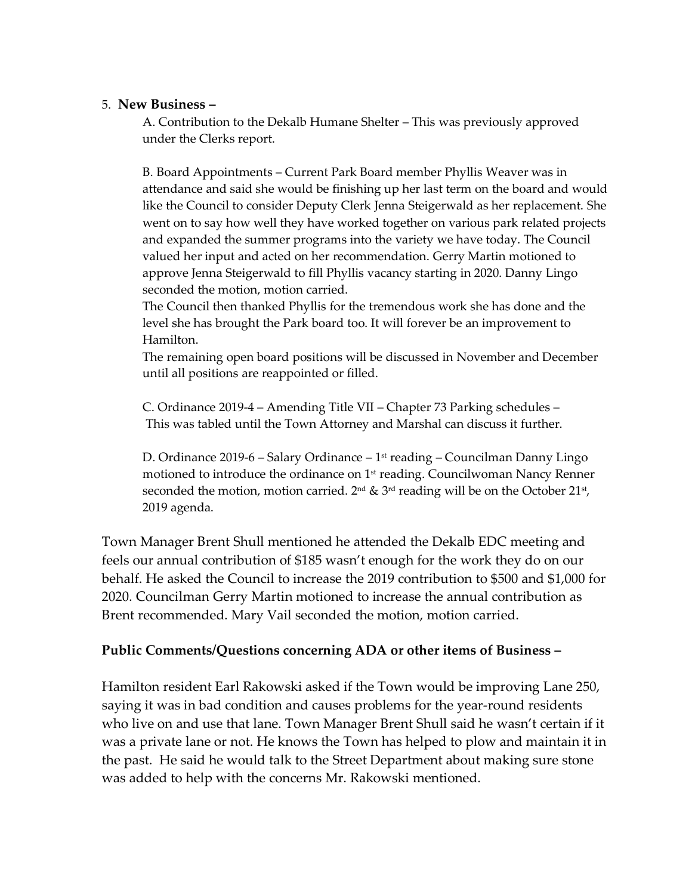5. **New Business –**

A. Contribution to the Dekalb Humane Shelter – This was previously approved under the Clerks report.

B. Board Appointments – Current Park Board member Phyllis Weaver was in attendance and said she would be finishing up her last term on the board and would like the Council to consider Deputy Clerk Jenna Steigerwald as her replacement. She went on to say how well they have worked together on various park related projects and expanded the summer programs into the variety we have today. The Council valued her input and acted on her recommendation. Gerry Martin motioned to approve Jenna Steigerwald to fill Phyllis vacancy starting in 2020. Danny Lingo seconded the motion, motion carried.

The Council then thanked Phyllis for the tremendous work she has done and the level she has brought the Park board too. It will forever be an improvement to Hamilton.

The remaining open board positions will be discussed in November and December until all positions are reappointed or filled.

C. Ordinance 2019-4 – Amending Title VII – Chapter 73 Parking schedules – This was tabled until the Town Attorney and Marshal can discuss it further.

D. Ordinance 2019-6 – Salary Ordinance – 1st reading – Councilman Danny Lingo motioned to introduce the ordinance on 1st reading. Councilwoman Nancy Renner seconded the motion, motion carried. 2nd & 3rd reading will be on the October 21st, 2019 agenda.

Town Manager Brent Shull mentioned he attended the Dekalb EDC meeting and feels our annual contribution of $185 wasn't enough for the work they do on our behalf. He asked the Council to increase the 2019 contribution to $500 and $1,000 for 2020. Councilman Gerry Martin motioned to increase the annual contribution as Brent recommended. Mary Vail seconded the motion, motion carried.

**Public Comments/Questions concerning ADA or other items of Business –**

Hamilton resident Earl Rakowski asked if the Town would be improving Lane 250, saying it was in bad condition and causes problems for the year-round residents who live on and use that lane. Town Manager Brent Shull said he wasn't certain if it was a private lane or not. He knows the Town has helped to plow and maintain it in the past. He said he would talk to the Street Department about making sure stone was added to help with the concerns Mr. Rakowski mentioned.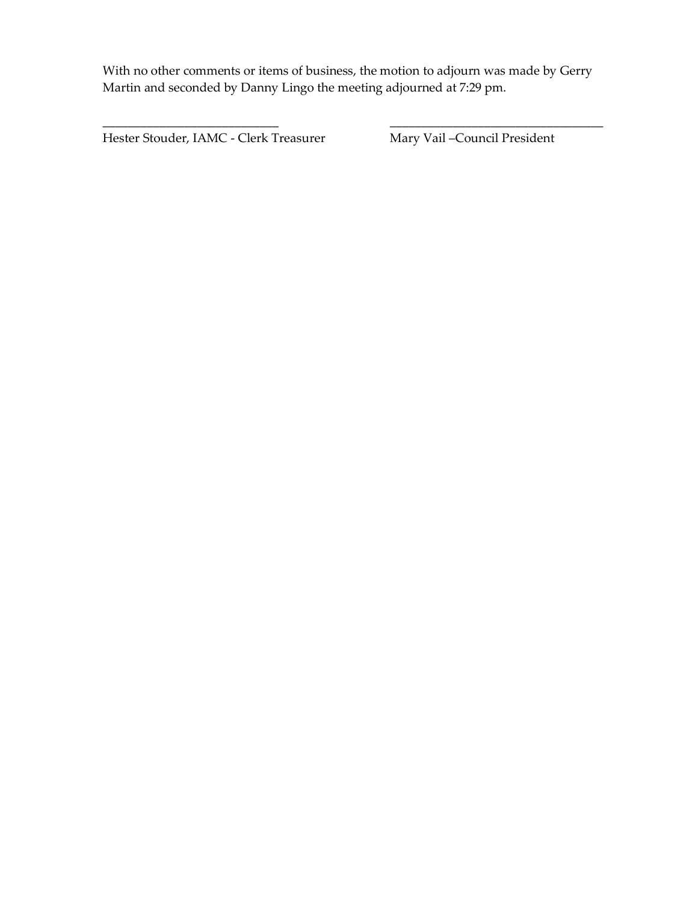With no other comments or items of business, the motion to adjourn was made by Gerry Martin and seconded by Danny Lingo the meeting adjourned at 7:29 pm.

| | |
|---|---|
| \_\_\_\_\_\_\_\_\_\_\_\_\_\_\_\_\_\_\_\_\_\_\_\_\_\_\_\_ | \_\_\_\_\_\_\_\_\_\_\_\_\_\_\_\_\_\_\_\_\_\_\_\_\_\_\_\_\_\_\_\_\_\_ |
| Hester Stouder, IAMC - Clerk Treasurer | Mary Vail –Council President |